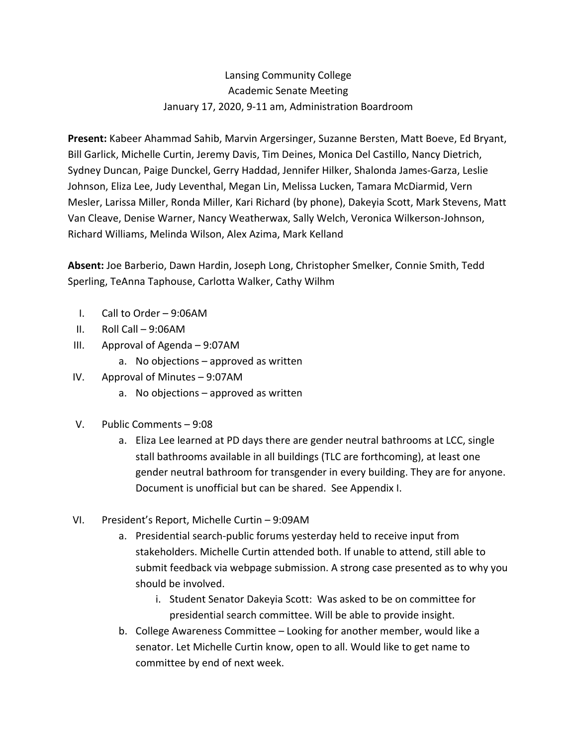Lansing Community College
Academic Senate Meeting
January 17, 2020, 9-11 am, Administration Boardroom

**Present:** Kabeer Ahammad Sahib, Marvin Argersinger, Suzanne Bersten, Matt Boeve, Ed Bryant, Bill Garlick, Michelle Curtin, Jeremy Davis, Tim Deines, Monica Del Castillo, Nancy Dietrich, Sydney Duncan, Paige Dunckel, Gerry Haddad, Jennifer Hilker, Shalonda James-Garza, Leslie Johnson, Eliza Lee, Judy Leventhal, Megan Lin, Melissa Lucken, Tamara McDiarmid, Vern Mesler, Larissa Miller, Ronda Miller, Kari Richard (by phone), Dakeyia Scott, Mark Stevens, Matt Van Cleave, Denise Warner, Nancy Weatherwax, Sally Welch, Veronica Wilkerson-Johnson, Richard Williams, Melinda Wilson, Alex Azima, Mark Kelland

**Absent:** Joe Barberio, Dawn Hardin, Joseph Long, Christopher Smelker, Connie Smith, Tedd Sperling, TeAnna Taphouse, Carlotta Walker, Cathy Wilhm

I. Call to Order – 9:06AM
II. Roll Call – 9:06AM
III. Approval of Agenda – 9:07AM
    a. No objections – approved as written
IV. Approval of Minutes – 9:07AM
    a. No objections – approved as written
V. Public Comments – 9:08
    a. Eliza Lee learned at PD days there are gender neutral bathrooms at LCC, single stall bathrooms available in all buildings (TLC are forthcoming), at least one gender neutral bathroom for transgender in every building. They are for anyone. Document is unofficial but can be shared. See Appendix I.
VI. President's Report, Michelle Curtin – 9:09AM
    a. Presidential search-public forums yesterday held to receive input from stakeholders. Michelle Curtin attended both. If unable to attend, still able to submit feedback via webpage submission. A strong case presented as to why you should be involved.
        i. Student Senator Dakeyia Scott: Was asked to be on committee for presidential search committee. Will be able to provide insight.
    b. College Awareness Committee – Looking for another member, would like a senator. Let Michelle Curtin know, open to all. Would like to get name to committee by end of next week.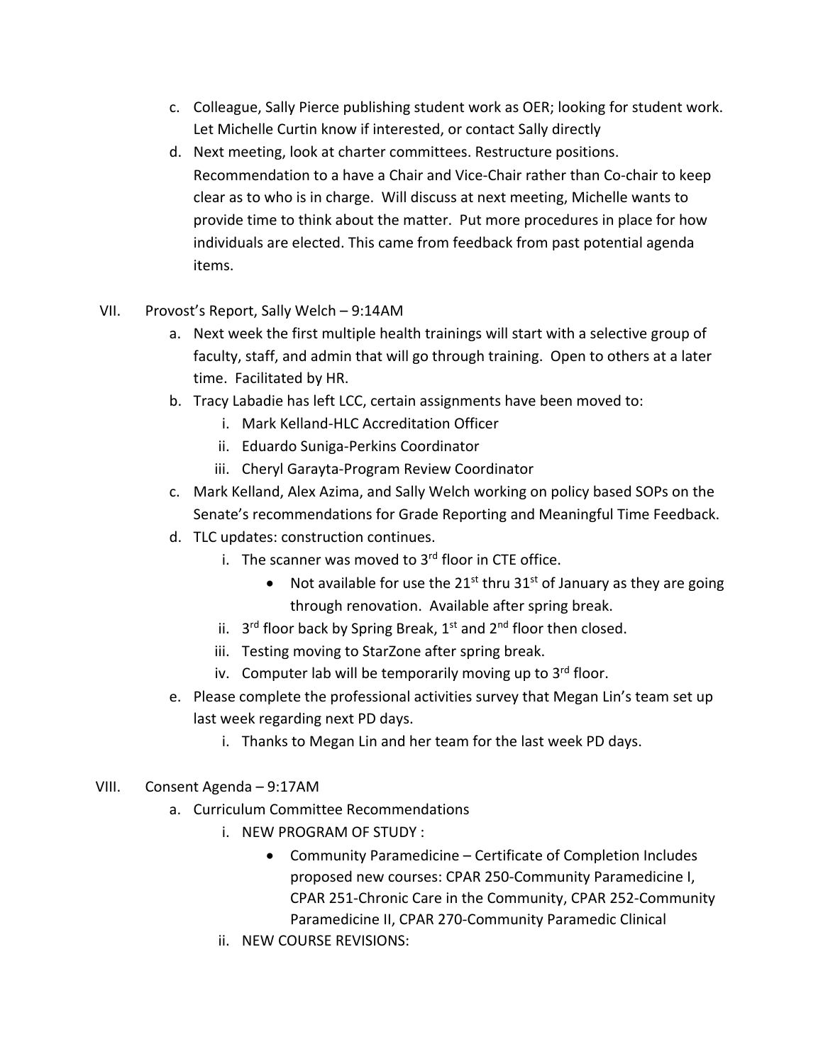c. Colleague, Sally Pierce publishing student work as OER; looking for student work. Let Michelle Curtin know if interested, or contact Sally directly

d. Next meeting, look at charter committees. Restructure positions. Recommendation to a have a Chair and Vice-Chair rather than Co-chair to keep clear as to who is in charge. Will discuss at next meeting, Michelle wants to provide time to think about the matter. Put more procedures in place for how individuals are elected. This came from feedback from past potential agenda items.

VII. Provost's Report, Sally Welch – 9:14AM

a. Next week the first multiple health trainings will start with a selective group of faculty, staff, and admin that will go through training. Open to others at a later time. Facilitated by HR.

b. Tracy Labadie has left LCC, certain assignments have been moved to:

   i. Mark Kelland-HLC Accreditation Officer

   ii. Eduardo Suniga-Perkins Coordinator

   iii. Cheryl Garayta-Program Review Coordinator

c. Mark Kelland, Alex Azima, and Sally Welch working on policy based SOPs on the Senate's recommendations for Grade Reporting and Meaningful Time Feedback.

d. TLC updates: construction continues.

   i. The scanner was moved to 3rd floor in CTE office.

      - Not available for use the 21st thru 31st of January as they are going through renovation. Available after spring break.

   ii. 3rd floor back by Spring Break, 1st and 2nd floor then closed.

   iii. Testing moving to StarZone after spring break.

   iv. Computer lab will be temporarily moving up to 3rd floor.

e. Please complete the professional activities survey that Megan Lin's team set up last week regarding next PD days.

   i. Thanks to Megan Lin and her team for the last week PD days.

VIII. Consent Agenda – 9:17AM

a. Curriculum Committee Recommendations

   i. NEW PROGRAM OF STUDY :

      - Community Paramedicine – Certificate of Completion Includes proposed new courses: CPAR 250-Community Paramedicine I, CPAR 251-Chronic Care in the Community, CPAR 252-Community Paramedicine II, CPAR 270-Community Paramedic Clinical

   ii. NEW COURSE REVISIONS: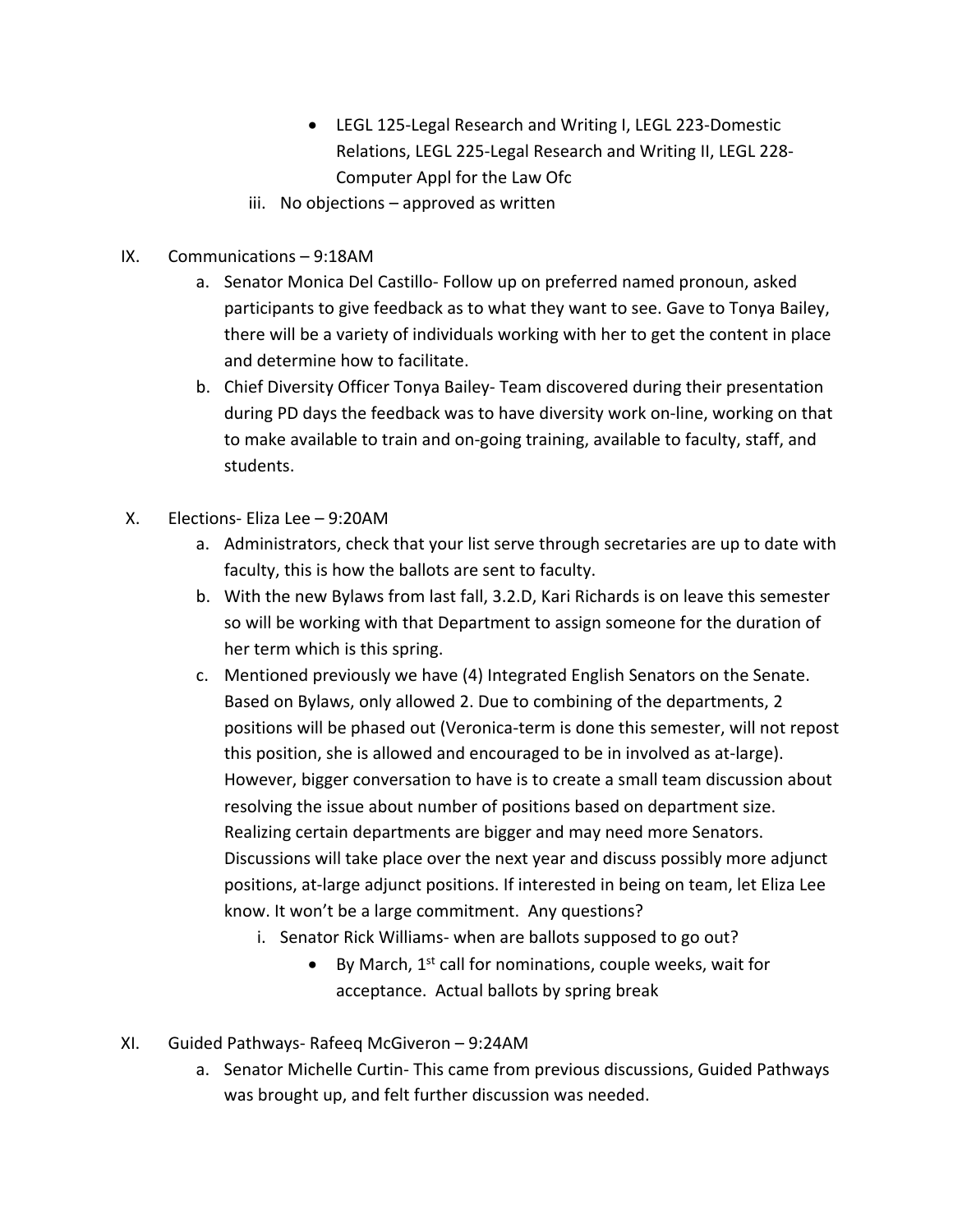- LEGL 125-Legal Research and Writing I, LEGL 223-Domestic Relations, LEGL 225-Legal Research and Writing II, LEGL 228-Computer Appl for the Law Ofc

iii. No objections – approved as written

IX. Communications – 9:18AM

a. Senator Monica Del Castillo- Follow up on preferred named pronoun, asked participants to give feedback as to what they want to see. Gave to Tonya Bailey, there will be a variety of individuals working with her to get the content in place and determine how to facilitate.

b. Chief Diversity Officer Tonya Bailey- Team discovered during their presentation during PD days the feedback was to have diversity work on-line, working on that to make available to train and on-going training, available to faculty, staff, and students.

X. Elections- Eliza Lee – 9:20AM

a. Administrators, check that your list serve through secretaries are up to date with faculty, this is how the ballots are sent to faculty.

b. With the new Bylaws from last fall, 3.2.D, Kari Richards is on leave this semester so will be working with that Department to assign someone for the duration of her term which is this spring.

c. Mentioned previously we have (4) Integrated English Senators on the Senate. Based on Bylaws, only allowed 2. Due to combining of the departments, 2 positions will be phased out (Veronica-term is done this semester, will not repost this position, she is allowed and encouraged to be in involved as at-large). However, bigger conversation to have is to create a small team discussion about resolving the issue about number of positions based on department size. Realizing certain departments are bigger and may need more Senators. Discussions will take place over the next year and discuss possibly more adjunct positions, at-large adjunct positions. If interested in being on team, let Eliza Lee know. It won't be a large commitment. Any questions?

i. Senator Rick Williams- when are ballots supposed to go out?

- By March, 1st call for nominations, couple weeks, wait for acceptance. Actual ballots by spring break

XI. Guided Pathways- Rafeeq McGiveron – 9:24AM

a. Senator Michelle Curtin- This came from previous discussions, Guided Pathways was brought up, and felt further discussion was needed.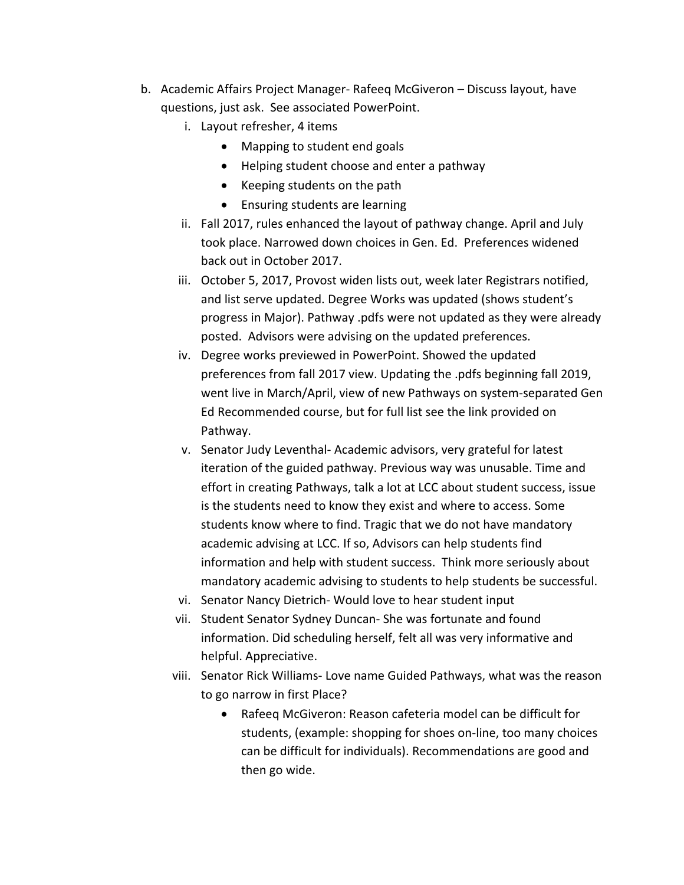b. Academic Affairs Project Manager- Rafeeq McGiveron – Discuss layout, have questions, just ask. See associated PowerPoint.

   i. Layout refresher, 4 items
      - Mapping to student end goals
      - Helping student choose and enter a pathway
      - Keeping students on the path
      - Ensuring students are learning

   ii. Fall 2017, rules enhanced the layout of pathway change. April and July took place. Narrowed down choices in Gen. Ed. Preferences widened back out in October 2017.

   iii. October 5, 2017, Provost widen lists out, week later Registrars notified, and list serve updated. Degree Works was updated (shows student's progress in Major). Pathway .pdfs were not updated as they were already posted. Advisors were advising on the updated preferences.

   iv. Degree works previewed in PowerPoint. Showed the updated preferences from fall 2017 view. Updating the .pdfs beginning fall 2019, went live in March/April, view of new Pathways on system-separated Gen Ed Recommended course, but for full list see the link provided on Pathway.

   v. Senator Judy Leventhal- Academic advisors, very grateful for latest iteration of the guided pathway. Previous way was unusable. Time and effort in creating Pathways, talk a lot at LCC about student success, issue is the students need to know they exist and where to access. Some students know where to find. Tragic that we do not have mandatory academic advising at LCC. If so, Advisors can help students find information and help with student success. Think more seriously about mandatory academic advising to students to help students be successful.

   vi. Senator Nancy Dietrich- Would love to hear student input

   vii. Student Senator Sydney Duncan- She was fortunate and found information. Did scheduling herself, felt all was very informative and helpful. Appreciative.

   viii. Senator Rick Williams- Love name Guided Pathways, what was the reason to go narrow in first Place?
      - Rafeeq McGiveron: Reason cafeteria model can be difficult for students, (example: shopping for shoes on-line, too many choices can be difficult for individuals). Recommendations are good and then go wide.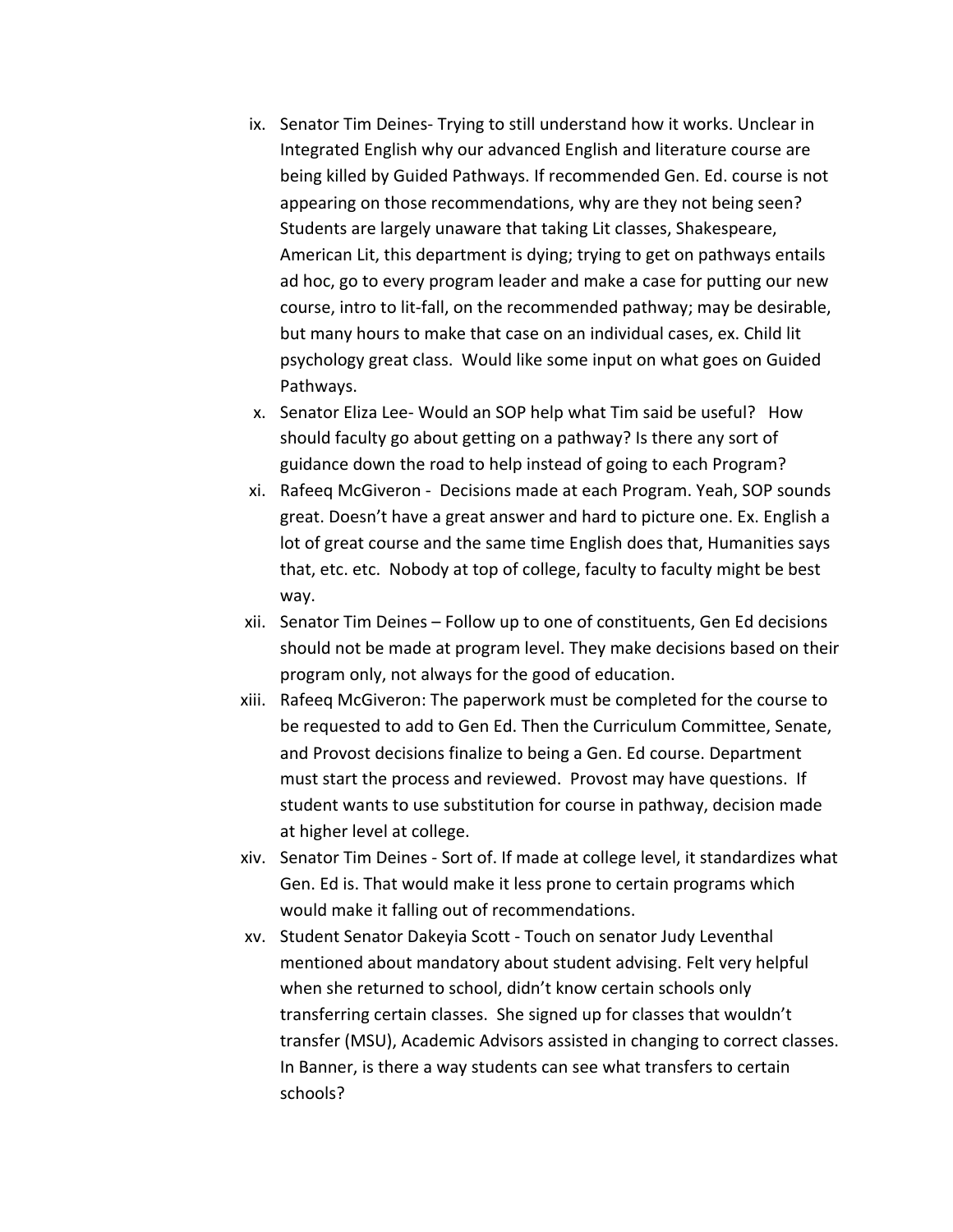ix. Senator Tim Deines- Trying to still understand how it works. Unclear in Integrated English why our advanced English and literature course are being killed by Guided Pathways. If recommended Gen. Ed. course is not appearing on those recommendations, why are they not being seen? Students are largely unaware that taking Lit classes, Shakespeare, American Lit, this department is dying; trying to get on pathways entails ad hoc, go to every program leader and make a case for putting our new course, intro to lit-fall, on the recommended pathway; may be desirable, but many hours to make that case on an individual cases, ex. Child lit psychology great class. Would like some input on what goes on Guided Pathways.

x. Senator Eliza Lee- Would an SOP help what Tim said be useful? How should faculty go about getting on a pathway? Is there any sort of guidance down the road to help instead of going to each Program?

xi. Rafeeq McGiveron - Decisions made at each Program. Yeah, SOP sounds great. Doesn't have a great answer and hard to picture one. Ex. English a lot of great course and the same time English does that, Humanities says that, etc. etc. Nobody at top of college, faculty to faculty might be best way.

xii. Senator Tim Deines – Follow up to one of constituents, Gen Ed decisions should not be made at program level. They make decisions based on their program only, not always for the good of education.

xiii. Rafeeq McGiveron: The paperwork must be completed for the course to be requested to add to Gen Ed. Then the Curriculum Committee, Senate, and Provost decisions finalize to being a Gen. Ed course. Department must start the process and reviewed. Provost may have questions. If student wants to use substitution for course in pathway, decision made at higher level at college.

xiv. Senator Tim Deines - Sort of. If made at college level, it standardizes what Gen. Ed is. That would make it less prone to certain programs which would make it falling out of recommendations.

xv. Student Senator Dakeyia Scott - Touch on senator Judy Leventhal mentioned about mandatory about student advising. Felt very helpful when she returned to school, didn't know certain schools only transferring certain classes. She signed up for classes that wouldn't transfer (MSU), Academic Advisors assisted in changing to correct classes. In Banner, is there a way students can see what transfers to certain schools?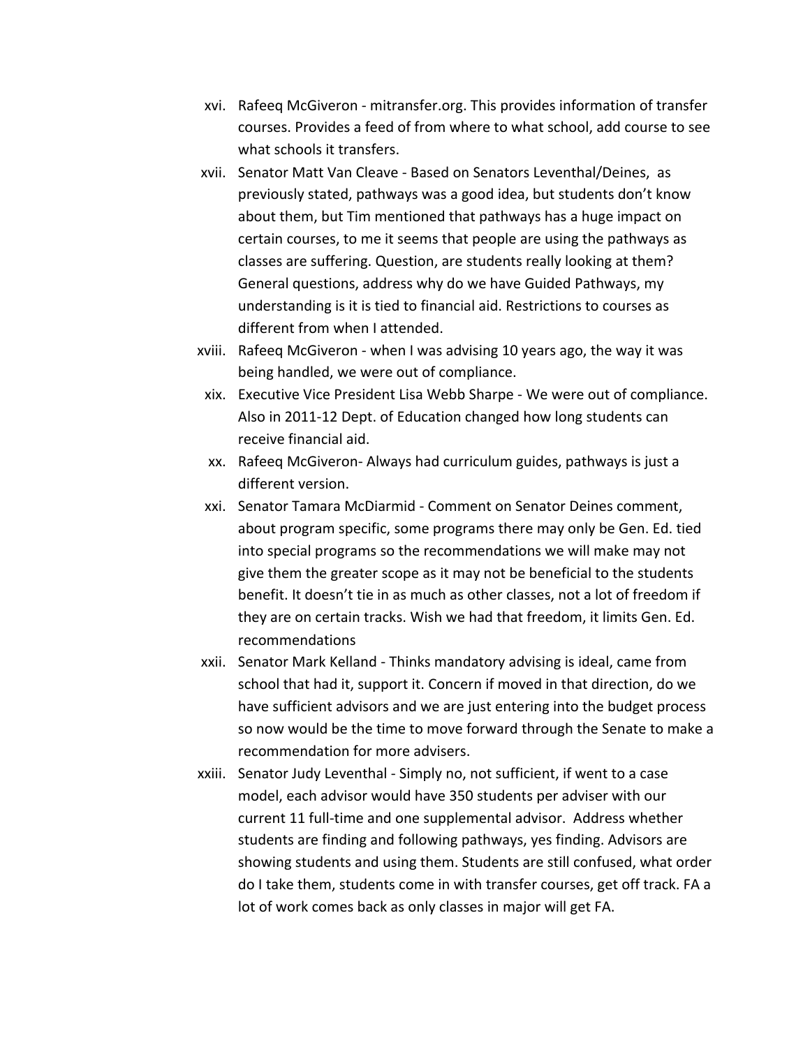xvi. Rafeeq McGiveron - mitransfer.org. This provides information of transfer courses. Provides a feed of from where to what school, add course to see what schools it transfers.

xvii. Senator Matt Van Cleave - Based on Senators Leventhal/Deines, as previously stated, pathways was a good idea, but students don't know about them, but Tim mentioned that pathways has a huge impact on certain courses, to me it seems that people are using the pathways as classes are suffering. Question, are students really looking at them? General questions, address why do we have Guided Pathways, my understanding is it is tied to financial aid. Restrictions to courses as different from when I attended.

xviii. Rafeeq McGiveron - when I was advising 10 years ago, the way it was being handled, we were out of compliance.

xix. Executive Vice President Lisa Webb Sharpe - We were out of compliance. Also in 2011-12 Dept. of Education changed how long students can receive financial aid.

xx. Rafeeq McGiveron- Always had curriculum guides, pathways is just a different version.

xxi. Senator Tamara McDiarmid - Comment on Senator Deines comment, about program specific, some programs there may only be Gen. Ed. tied into special programs so the recommendations we will make may not give them the greater scope as it may not be beneficial to the students benefit. It doesn't tie in as much as other classes, not a lot of freedom if they are on certain tracks. Wish we had that freedom, it limits Gen. Ed. recommendations

xxii. Senator Mark Kelland - Thinks mandatory advising is ideal, came from school that had it, support it. Concern if moved in that direction, do we have sufficient advisors and we are just entering into the budget process so now would be the time to move forward through the Senate to make a recommendation for more advisers.

xxiii. Senator Judy Leventhal - Simply no, not sufficient, if went to a case model, each advisor would have 350 students per adviser with our current 11 full-time and one supplemental advisor. Address whether students are finding and following pathways, yes finding. Advisors are showing students and using them. Students are still confused, what order do I take them, students come in with transfer courses, get off track. FA a lot of work comes back as only classes in major will get FA.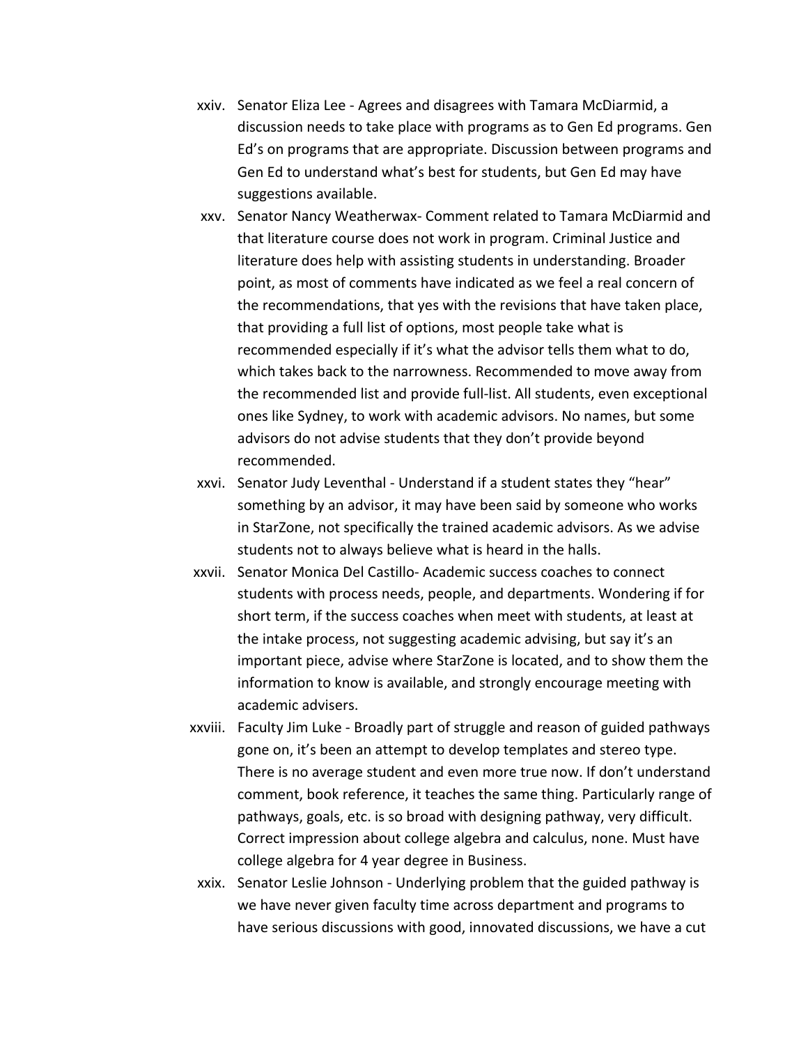xxiv. Senator Eliza Lee - Agrees and disagrees with Tamara McDiarmid, a discussion needs to take place with programs as to Gen Ed programs. Gen Ed's on programs that are appropriate. Discussion between programs and Gen Ed to understand what's best for students, but Gen Ed may have suggestions available.

xxv. Senator Nancy Weatherwax- Comment related to Tamara McDiarmid and that literature course does not work in program. Criminal Justice and literature does help with assisting students in understanding. Broader point, as most of comments have indicated as we feel a real concern of the recommendations, that yes with the revisions that have taken place, that providing a full list of options, most people take what is recommended especially if it's what the advisor tells them what to do, which takes back to the narrowness. Recommended to move away from the recommended list and provide full-list. All students, even exceptional ones like Sydney, to work with academic advisors. No names, but some advisors do not advise students that they don't provide beyond recommended.

xxvi. Senator Judy Leventhal - Understand if a student states they "hear" something by an advisor, it may have been said by someone who works in StarZone, not specifically the trained academic advisors. As we advise students not to always believe what is heard in the halls.

xxvii. Senator Monica Del Castillo- Academic success coaches to connect students with process needs, people, and departments. Wondering if for short term, if the success coaches when meet with students, at least at the intake process, not suggesting academic advising, but say it's an important piece, advise where StarZone is located, and to show them the information to know is available, and strongly encourage meeting with academic advisers.

xxviii. Faculty Jim Luke - Broadly part of struggle and reason of guided pathways gone on, it's been an attempt to develop templates and stereo type. There is no average student and even more true now. If don't understand comment, book reference, it teaches the same thing. Particularly range of pathways, goals, etc. is so broad with designing pathway, very difficult. Correct impression about college algebra and calculus, none. Must have college algebra for 4 year degree in Business.

xxix. Senator Leslie Johnson - Underlying problem that the guided pathway is we have never given faculty time across department and programs to have serious discussions with good, innovated discussions, we have a cut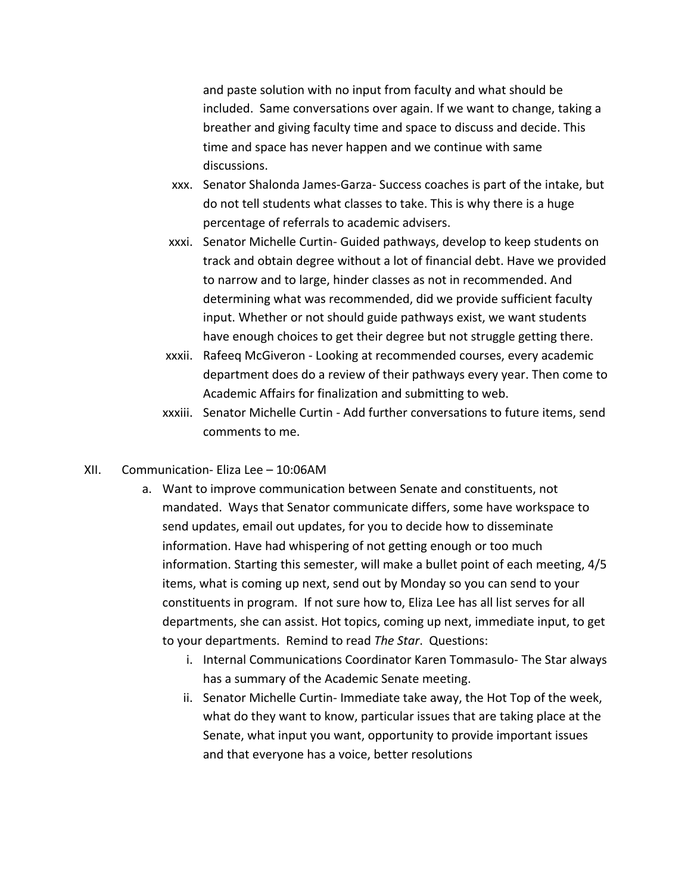and paste solution with no input from faculty and what should be included. Same conversations over again. If we want to change, taking a breather and giving faculty time and space to discuss and decide. This time and space has never happen and we continue with same discussions.

xxx. Senator Shalonda James-Garza- Success coaches is part of the intake, but do not tell students what classes to take. This is why there is a huge percentage of referrals to academic advisers.

xxxi. Senator Michelle Curtin- Guided pathways, develop to keep students on track and obtain degree without a lot of financial debt. Have we provided to narrow and to large, hinder classes as not in recommended. And determining what was recommended, did we provide sufficient faculty input. Whether or not should guide pathways exist, we want students have enough choices to get their degree but not struggle getting there.

xxxii. Rafeeq McGiveron - Looking at recommended courses, every academic department does do a review of their pathways every year. Then come to Academic Affairs for finalization and submitting to web.

xxxiii. Senator Michelle Curtin - Add further conversations to future items, send comments to me.

XII. Communication- Eliza Lee – 10:06AM

a. Want to improve communication between Senate and constituents, not mandated. Ways that Senator communicate differs, some have workspace to send updates, email out updates, for you to decide how to disseminate information. Have had whispering of not getting enough or too much information. Starting this semester, will make a bullet point of each meeting, 4/5 items, what is coming up next, send out by Monday so you can send to your constituents in program. If not sure how to, Eliza Lee has all list serves for all departments, she can assist. Hot topics, coming up next, immediate input, to get to your departments. Remind to read *The Star*. Questions:

i. Internal Communications Coordinator Karen Tommasulo- The Star always has a summary of the Academic Senate meeting.

ii. Senator Michelle Curtin- Immediate take away, the Hot Top of the week, what do they want to know, particular issues that are taking place at the Senate, what input you want, opportunity to provide important issues and that everyone has a voice, better resolutions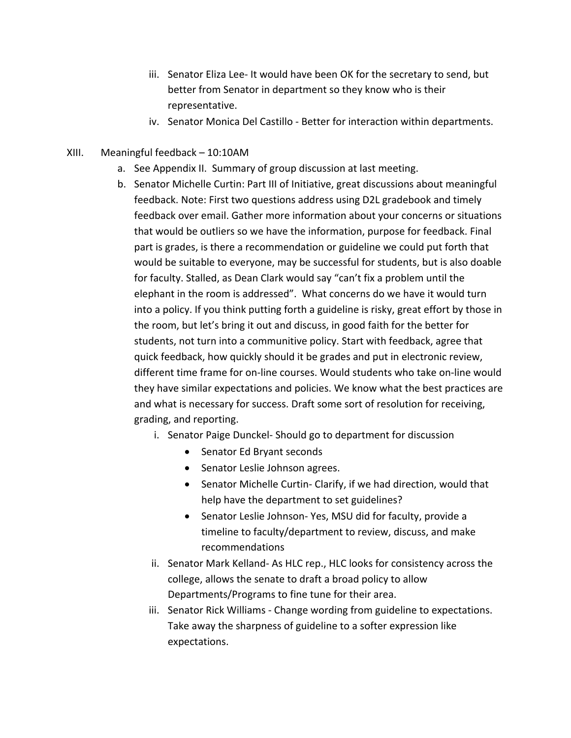iii. Senator Eliza Lee- It would have been OK for the secretary to send, but better from Senator in department so they know who is their representative.
   iv. Senator Monica Del Castillo - Better for interaction within departments.

XIII. Meaningful feedback – 10:10AM

   a. See Appendix II. Summary of group discussion at last meeting.
   b. Senator Michelle Curtin: Part III of Initiative, great discussions about meaningful feedback. Note: First two questions address using D2L gradebook and timely feedback over email. Gather more information about your concerns or situations that would be outliers so we have the information, purpose for feedback. Final part is grades, is there a recommendation or guideline we could put forth that would be suitable to everyone, may be successful for students, but is also doable for faculty. Stalled, as Dean Clark would say "can't fix a problem until the elephant in the room is addressed". What concerns do we have it would turn into a policy. If you think putting forth a guideline is risky, great effort by those in the room, but let's bring it out and discuss, in good faith for the better for students, not turn into a communitive policy. Start with feedback, agree that quick feedback, how quickly should it be grades and put in electronic review, different time frame for on-line courses. Would students who take on-line would they have similar expectations and policies. We know what the best practices are and what is necessary for success. Draft some sort of resolution for receiving, grading, and reporting.
      i. Senator Paige Dunckel- Should go to department for discussion
         - Senator Ed Bryant seconds
         - Senator Leslie Johnson agrees.
         - Senator Michelle Curtin- Clarify, if we had direction, would that help have the department to set guidelines?
         - Senator Leslie Johnson- Yes, MSU did for faculty, provide a timeline to faculty/department to review, discuss, and make recommendations
      ii. Senator Mark Kelland- As HLC rep., HLC looks for consistency across the college, allows the senate to draft a broad policy to allow Departments/Programs to fine tune for their area.
      iii. Senator Rick Williams - Change wording from guideline to expectations. Take away the sharpness of guideline to a softer expression like expectations.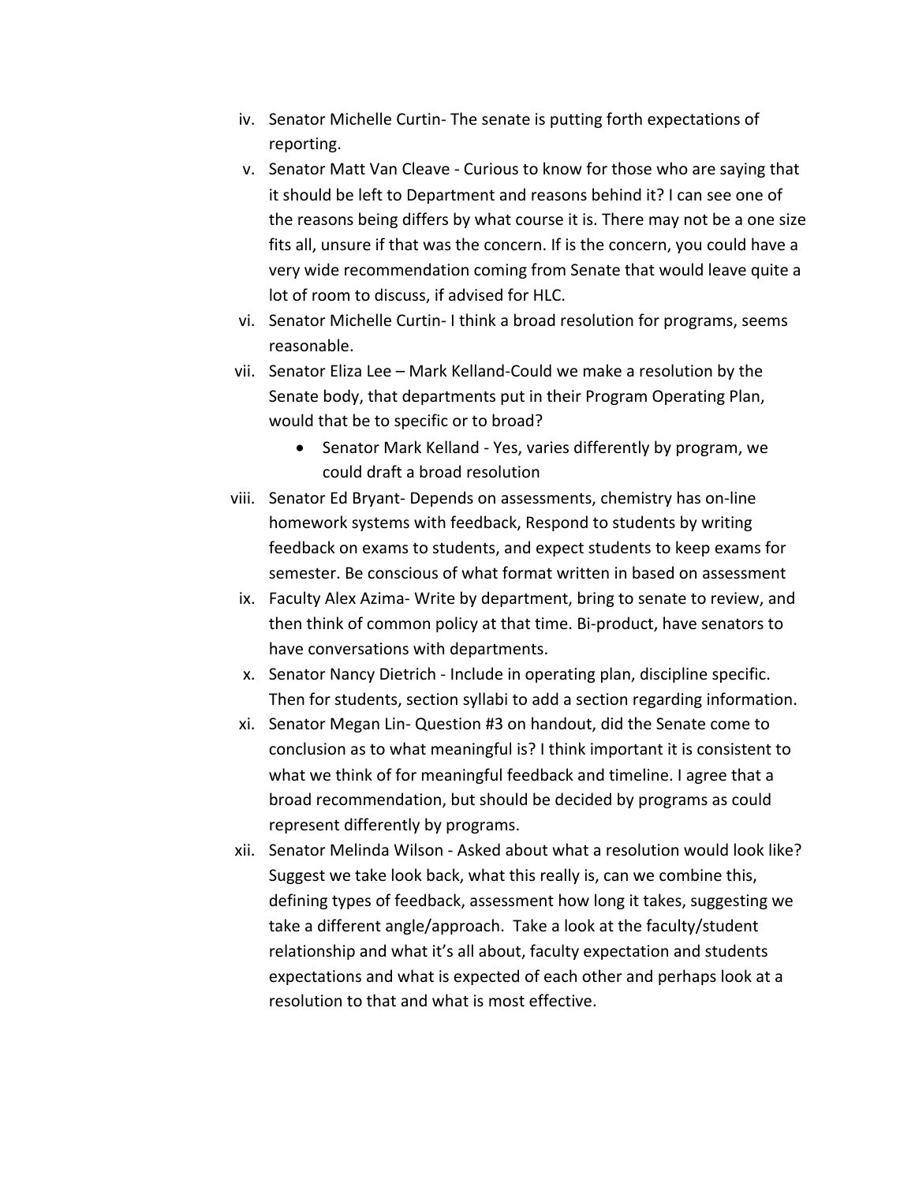iv. Senator Michelle Curtin- The senate is putting forth expectations of reporting.

v. Senator Matt Van Cleave - Curious to know for those who are saying that it should be left to Department and reasons behind it? I can see one of the reasons being differs by what course it is. There may not be a one size fits all, unsure if that was the concern. If is the concern, you could have a very wide recommendation coming from Senate that would leave quite a lot of room to discuss, if advised for HLC.

vi. Senator Michelle Curtin- I think a broad resolution for programs, seems reasonable.

vii. Senator Eliza Lee – Mark Kelland-Could we make a resolution by the Senate body, that departments put in their Program Operating Plan, would that be to specific or to broad?
    - Senator Mark Kelland - Yes, varies differently by program, we could draft a broad resolution

viii. Senator Ed Bryant- Depends on assessments, chemistry has on-line homework systems with feedback, Respond to students by writing feedback on exams to students, and expect students to keep exams for semester. Be conscious of what format written in based on assessment

ix. Faculty Alex Azima- Write by department, bring to senate to review, and then think of common policy at that time. Bi-product, have senators to have conversations with departments.

x. Senator Nancy Dietrich - Include in operating plan, discipline specific. Then for students, section syllabi to add a section regarding information.

xi. Senator Megan Lin- Question #3 on handout, did the Senate come to conclusion as to what meaningful is? I think important it is consistent to what we think of for meaningful feedback and timeline. I agree that a broad recommendation, but should be decided by programs as could represent differently by programs.

xii. Senator Melinda Wilson - Asked about what a resolution would look like? Suggest we take look back, what this really is, can we combine this, defining types of feedback, assessment how long it takes, suggesting we take a different angle/approach. Take a look at the faculty/student relationship and what it's all about, faculty expectation and students expectations and what is expected of each other and perhaps look at a resolution to that and what is most effective.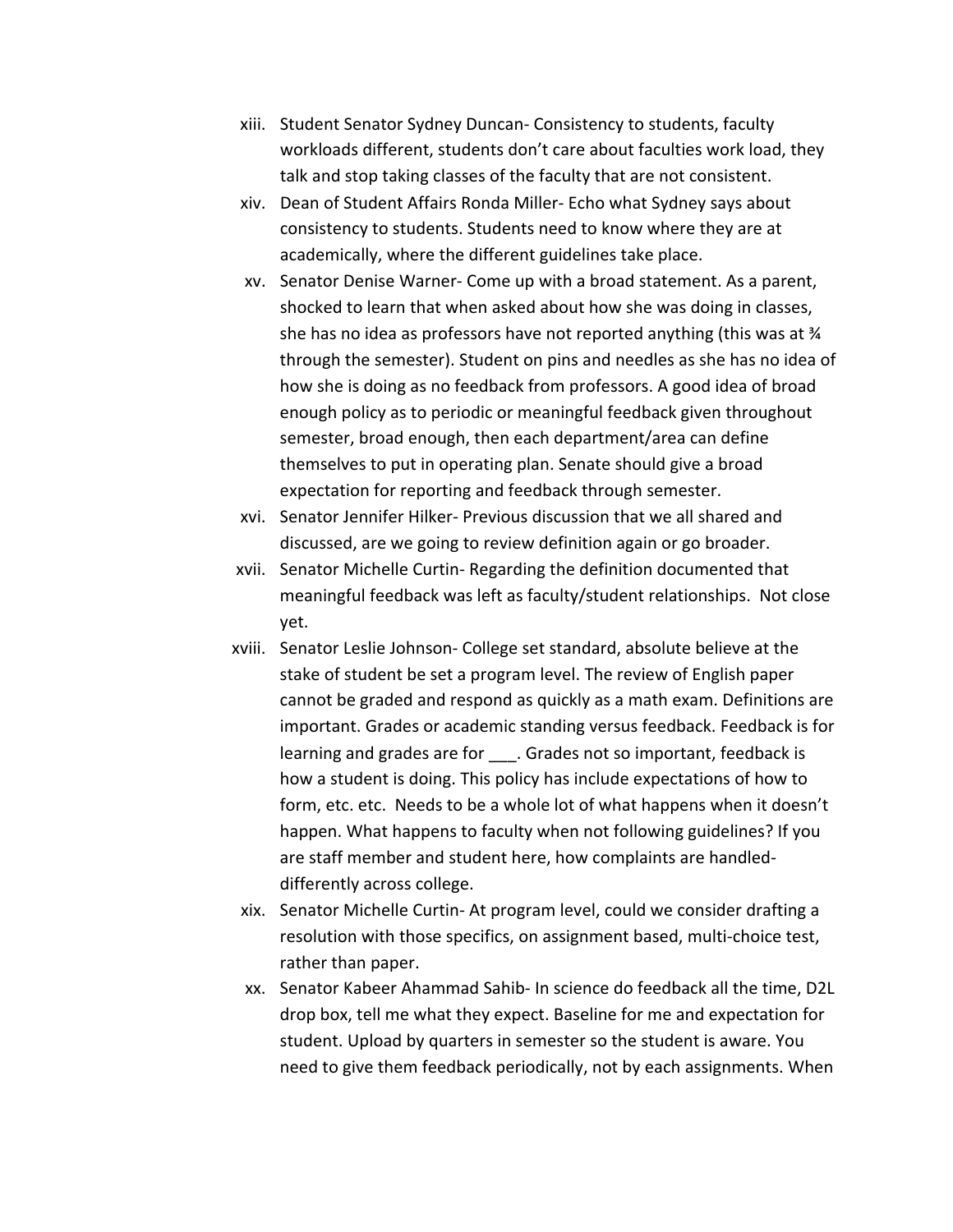xiii. Student Senator Sydney Duncan- Consistency to students, faculty workloads different, students don't care about faculties work load, they talk and stop taking classes of the faculty that are not consistent.

xiv. Dean of Student Affairs Ronda Miller- Echo what Sydney says about consistency to students. Students need to know where they are at academically, where the different guidelines take place.

xv. Senator Denise Warner- Come up with a broad statement. As a parent, shocked to learn that when asked about how she was doing in classes, she has no idea as professors have not reported anything (this was at ¾ through the semester). Student on pins and needles as she has no idea of how she is doing as no feedback from professors. A good idea of broad enough policy as to periodic or meaningful feedback given throughout semester, broad enough, then each department/area can define themselves to put in operating plan. Senate should give a broad expectation for reporting and feedback through semester.

xvi. Senator Jennifer Hilker- Previous discussion that we all shared and discussed, are we going to review definition again or go broader.

xvii. Senator Michelle Curtin- Regarding the definition documented that meaningful feedback was left as faculty/student relationships. Not close yet.

xviii. Senator Leslie Johnson- College set standard, absolute believe at the stake of student be set a program level. The review of English paper cannot be graded and respond as quickly as a math exam. Definitions are important. Grades or academic standing versus feedback. Feedback is for learning and grades are for ___. Grades not so important, feedback is how a student is doing. This policy has include expectations of how to form, etc. etc. Needs to be a whole lot of what happens when it doesn't happen. What happens to faculty when not following guidelines? If you are staff member and student here, how complaints are handled- differently across college.

xix. Senator Michelle Curtin- At program level, could we consider drafting a resolution with those specifics, on assignment based, multi-choice test, rather than paper.

xx. Senator Kabeer Ahammad Sahib- In science do feedback all the time, D2L drop box, tell me what they expect. Baseline for me and expectation for student. Upload by quarters in semester so the student is aware. You need to give them feedback periodically, not by each assignments. When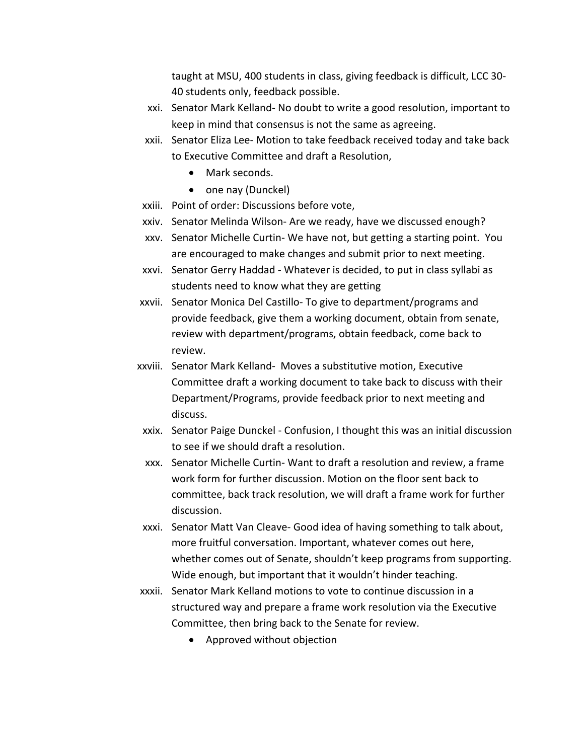taught at MSU, 400 students in class, giving feedback is difficult, LCC 30-40 students only, feedback possible.

xxi. Senator Mark Kelland- No doubt to write a good resolution, important to keep in mind that consensus is not the same as agreeing.

xxii. Senator Eliza Lee- Motion to take feedback received today and take back to Executive Committee and draft a Resolution,
    - Mark seconds.
    - one nay (Dunckel)

xxiii. Point of order: Discussions before vote,

xxiv. Senator Melinda Wilson- Are we ready, have we discussed enough?

xxv. Senator Michelle Curtin- We have not, but getting a starting point. You are encouraged to make changes and submit prior to next meeting.

xxvi. Senator Gerry Haddad - Whatever is decided, to put in class syllabi as students need to know what they are getting

xxvii. Senator Monica Del Castillo- To give to department/programs and provide feedback, give them a working document, obtain from senate, review with department/programs, obtain feedback, come back to review.

xxviii. Senator Mark Kelland- Moves a substitutive motion, Executive Committee draft a working document to take back to discuss with their Department/Programs, provide feedback prior to next meeting and discuss.

xxix. Senator Paige Dunckel - Confusion, I thought this was an initial discussion to see if we should draft a resolution.

xxx. Senator Michelle Curtin- Want to draft a resolution and review, a frame work form for further discussion. Motion on the floor sent back to committee, back track resolution, we will draft a frame work for further discussion.

xxxi. Senator Matt Van Cleave- Good idea of having something to talk about, more fruitful conversation. Important, whatever comes out here, whether comes out of Senate, shouldn't keep programs from supporting. Wide enough, but important that it wouldn't hinder teaching.

xxxii. Senator Mark Kelland motions to vote to continue discussion in a structured way and prepare a frame work resolution via the Executive Committee, then bring back to the Senate for review.
    - Approved without objection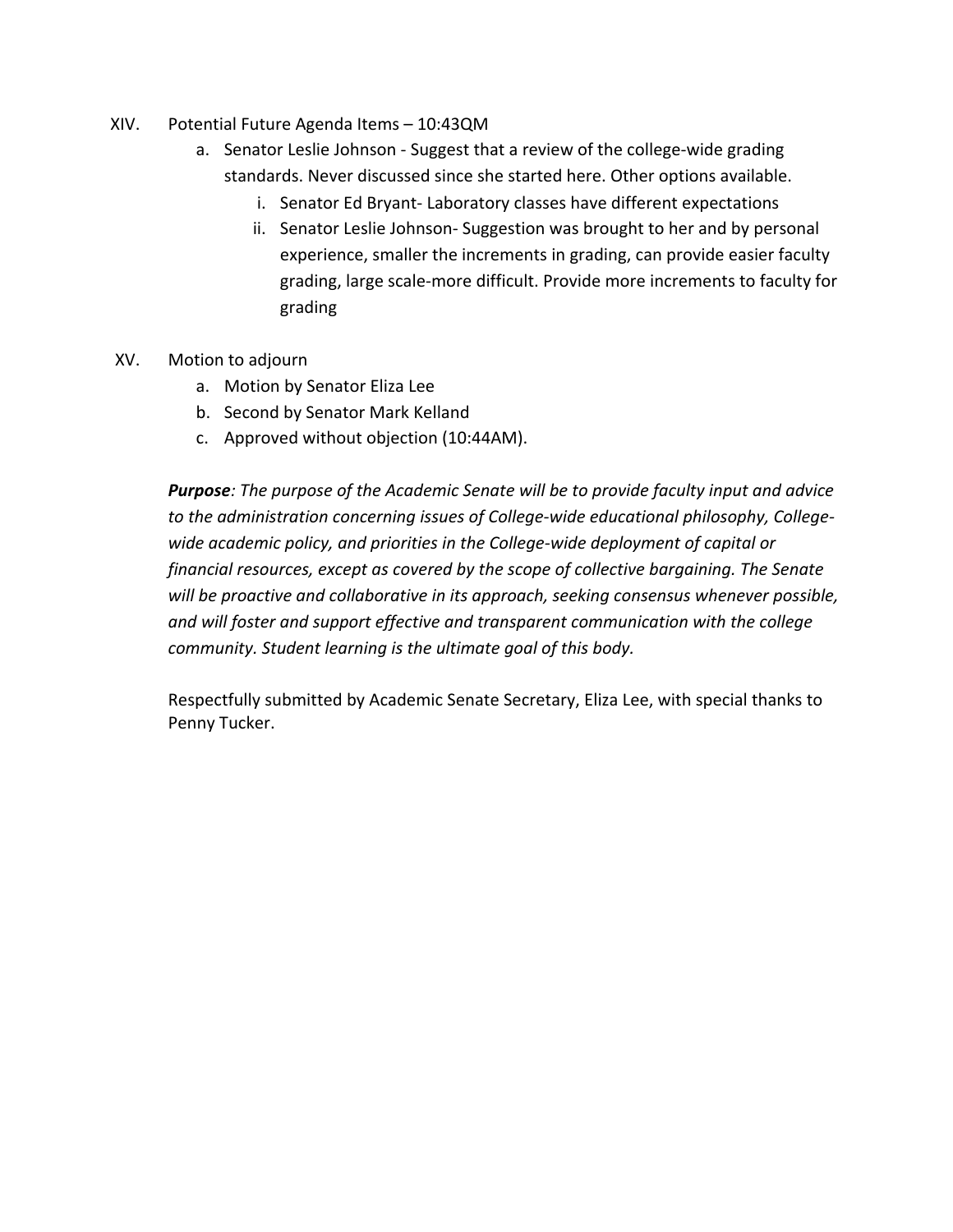XIV. Potential Future Agenda Items – 10:43QM

   a. Senator Leslie Johnson - Suggest that a review of the college-wide grading standards. Never discussed since she started here. Other options available.
      i. Senator Ed Bryant- Laboratory classes have different expectations
      ii. Senator Leslie Johnson- Suggestion was brought to her and by personal experience, smaller the increments in grading, can provide easier faculty grading, large scale-more difficult. Provide more increments to faculty for grading

XV. Motion to adjourn

   a. Motion by Senator Eliza Lee
   b. Second by Senator Mark Kelland
   c. Approved without objection (10:44AM).

***Purpose****: The purpose of the Academic Senate will be to provide faculty input and advice to the administration concerning issues of College-wide educational philosophy, College-wide academic policy, and priorities in the College-wide deployment of capital or financial resources, except as covered by the scope of collective bargaining. The Senate will be proactive and collaborative in its approach, seeking consensus whenever possible, and will foster and support effective and transparent communication with the college community. Student learning is the ultimate goal of this body.*

Respectfully submitted by Academic Senate Secretary, Eliza Lee, with special thanks to Penny Tucker.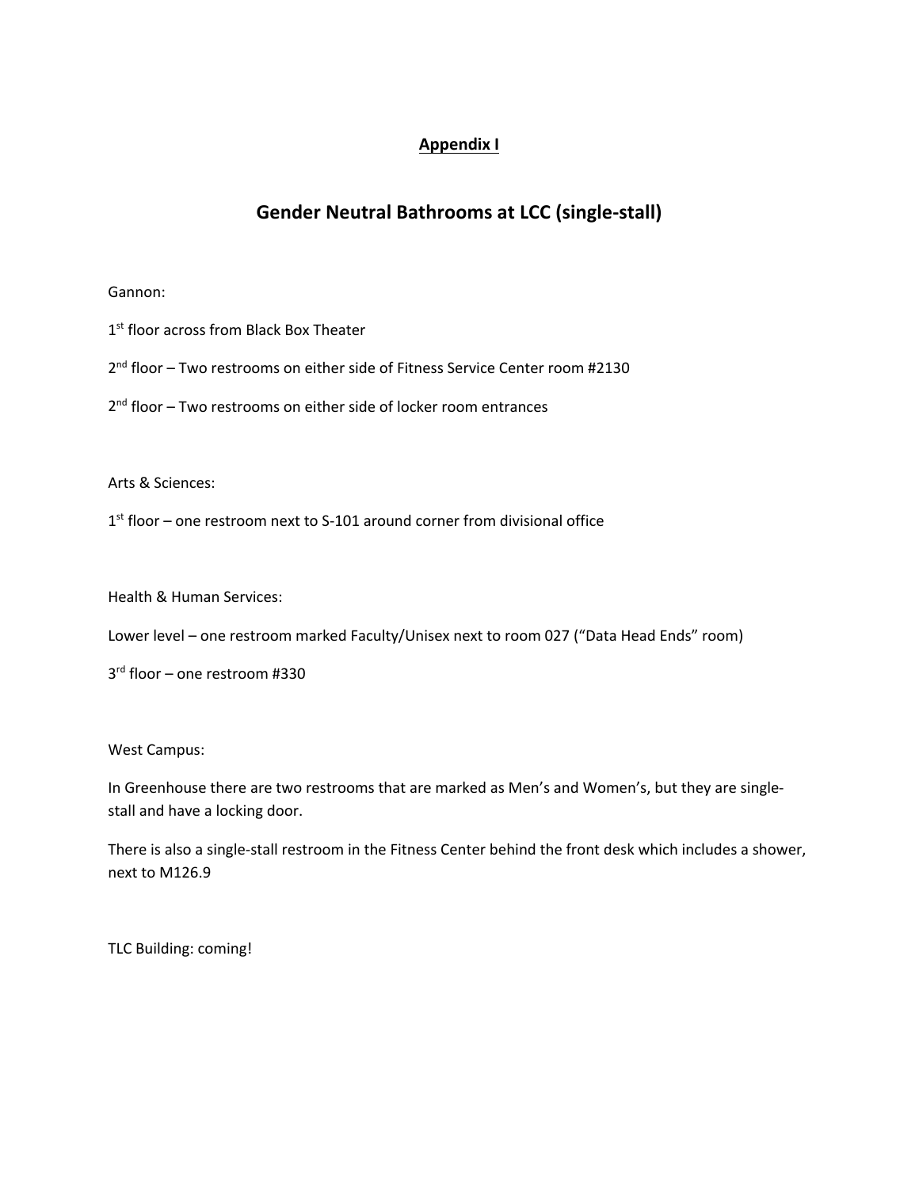**Appendix I**

## Gender Neutral Bathrooms at LCC (single-stall)

Gannon:

1st floor across from Black Box Theater

2nd floor – Two restrooms on either side of Fitness Service Center room #2130

2nd floor – Two restrooms on either side of locker room entrances

Arts & Sciences:

1st floor – one restroom next to S-101 around corner from divisional office

Health & Human Services:

Lower level – one restroom marked Faculty/Unisex next to room 027 ("Data Head Ends" room)

3rd floor – one restroom #330

West Campus:

In Greenhouse there are two restrooms that are marked as Men's and Women's, but they are single-stall and have a locking door.

There is also a single-stall restroom in the Fitness Center behind the front desk which includes a shower, next to M126.9

TLC Building: coming!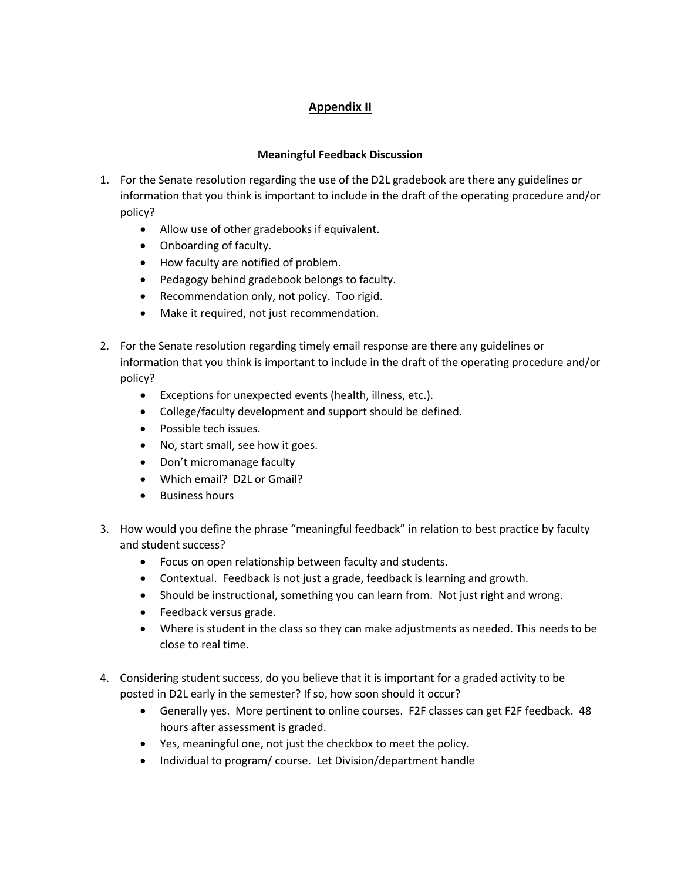# Appendix II

**Meaningful Feedback Discussion**

1. For the Senate resolution regarding the use of the D2L gradebook are there any guidelines or information that you think is important to include in the draft of the operating procedure and/or policy?
   - Allow use of other gradebooks if equivalent.
   - Onboarding of faculty.
   - How faculty are notified of problem.
   - Pedagogy behind gradebook belongs to faculty.
   - Recommendation only, not policy. Too rigid.
   - Make it required, not just recommendation.

2. For the Senate resolution regarding timely email response are there any guidelines or information that you think is important to include in the draft of the operating procedure and/or policy?
   - Exceptions for unexpected events (health, illness, etc.).
   - College/faculty development and support should be defined.
   - Possible tech issues.
   - No, start small, see how it goes.
   - Don't micromanage faculty
   - Which email? D2L or Gmail?
   - Business hours

3. How would you define the phrase "meaningful feedback" in relation to best practice by faculty and student success?
   - Focus on open relationship between faculty and students.
   - Contextual. Feedback is not just a grade, feedback is learning and growth.
   - Should be instructional, something you can learn from. Not just right and wrong.
   - Feedback versus grade.
   - Where is student in the class so they can make adjustments as needed. This needs to be close to real time.

4. Considering student success, do you believe that it is important for a graded activity to be posted in D2L early in the semester? If so, how soon should it occur?
   - Generally yes. More pertinent to online courses. F2F classes can get F2F feedback. 48 hours after assessment is graded.
   - Yes, meaningful one, not just the checkbox to meet the policy.
   - Individual to program/ course. Let Division/department handle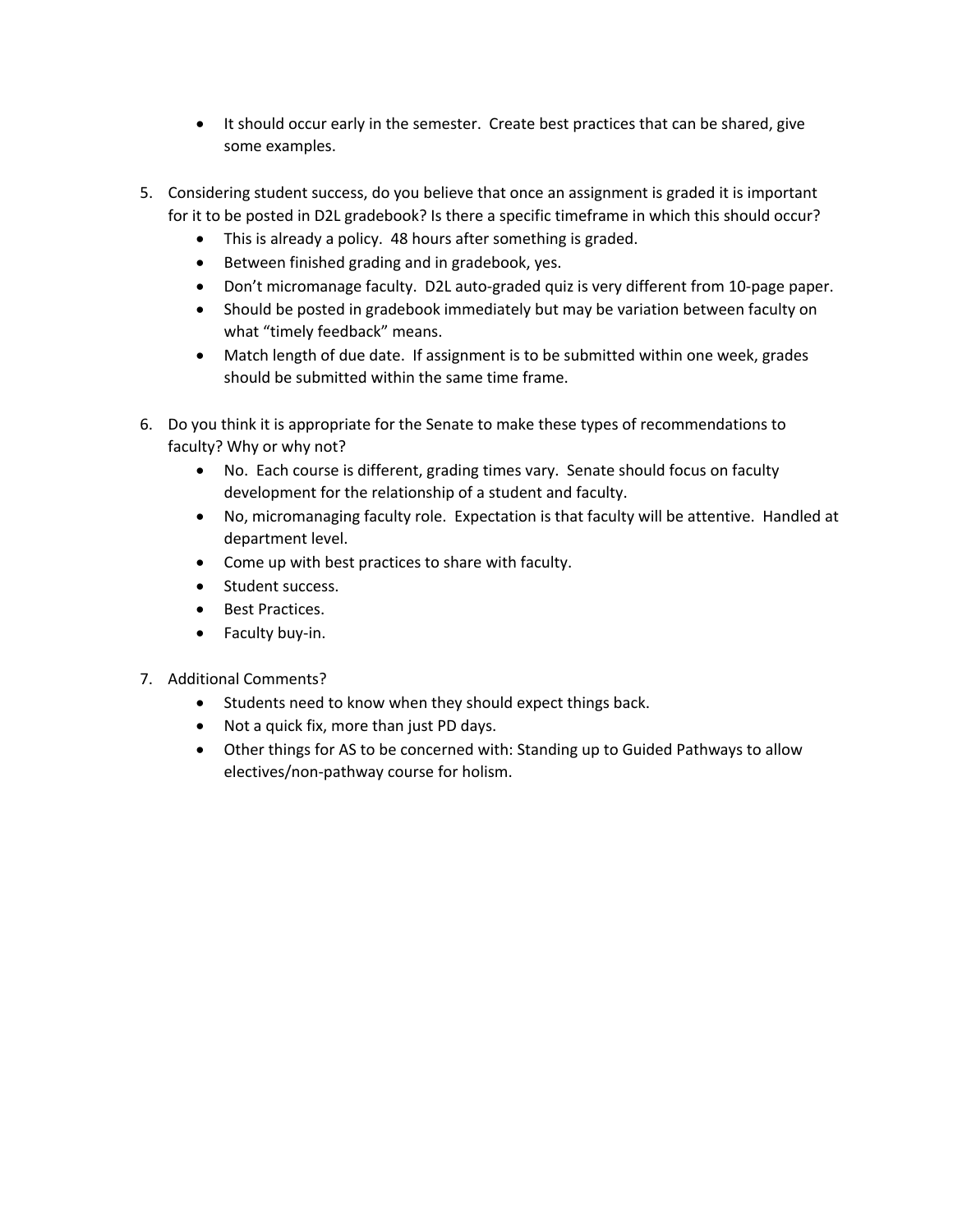- It should occur early in the semester. Create best practices that can be shared, give some examples.

5. Considering student success, do you believe that once an assignment is graded it is important for it to be posted in D2L gradebook? Is there a specific timeframe in which this should occur?
    - This is already a policy. 48 hours after something is graded.
    - Between finished grading and in gradebook, yes.
    - Don't micromanage faculty. D2L auto-graded quiz is very different from 10-page paper.
    - Should be posted in gradebook immediately but may be variation between faculty on what "timely feedback" means.
    - Match length of due date. If assignment is to be submitted within one week, grades should be submitted within the same time frame.

6. Do you think it is appropriate for the Senate to make these types of recommendations to faculty? Why or why not?
    - No. Each course is different, grading times vary. Senate should focus on faculty development for the relationship of a student and faculty.
    - No, micromanaging faculty role. Expectation is that faculty will be attentive. Handled at department level.
    - Come up with best practices to share with faculty.
    - Student success.
    - Best Practices.
    - Faculty buy-in.

7. Additional Comments?
    - Students need to know when they should expect things back.
    - Not a quick fix, more than just PD days.
    - Other things for AS to be concerned with: Standing up to Guided Pathways to allow electives/non-pathway course for holism.